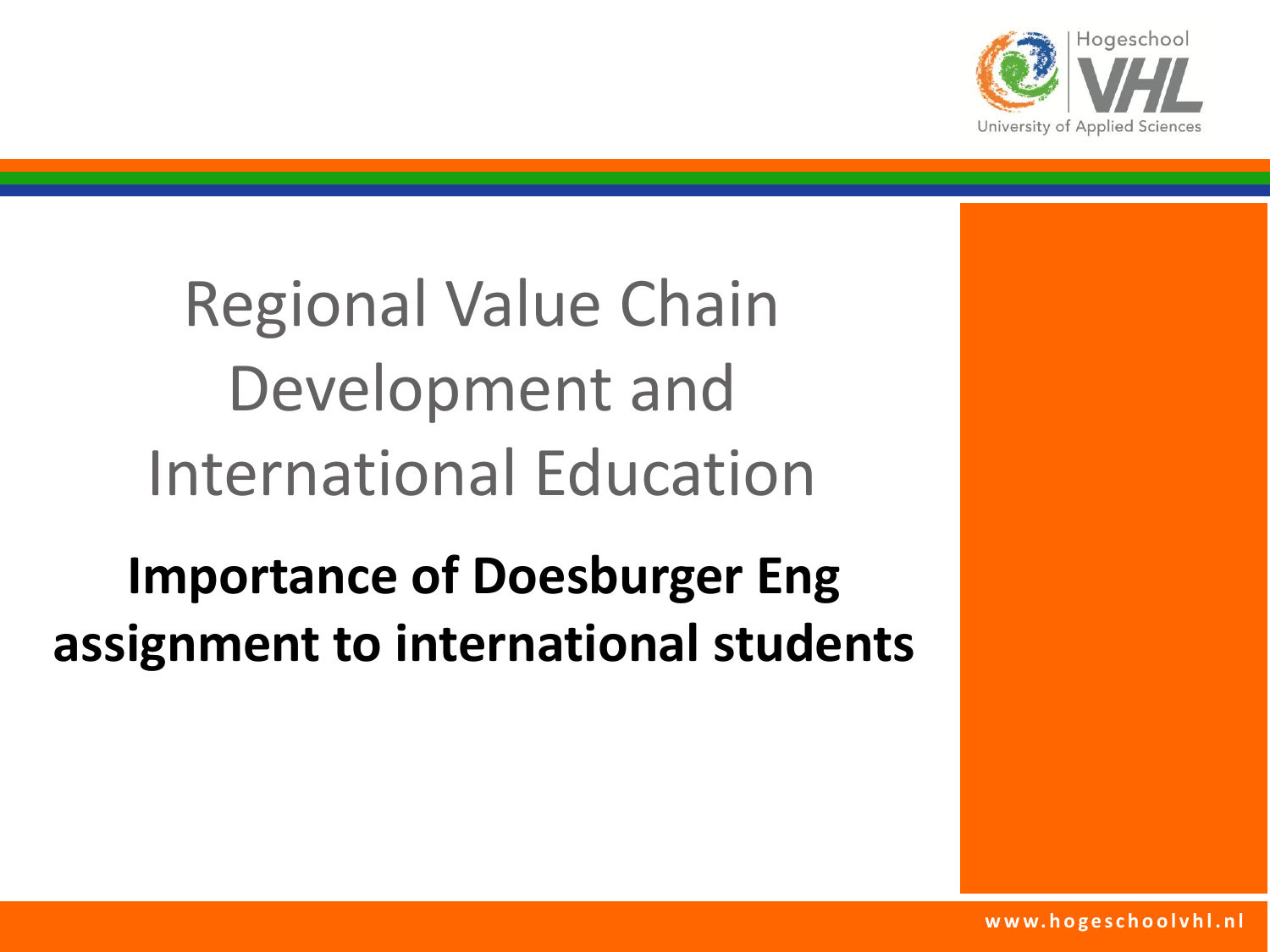# Regional Value Chain Development and International Education

**Importance of Doesburger Eng assignment to international students**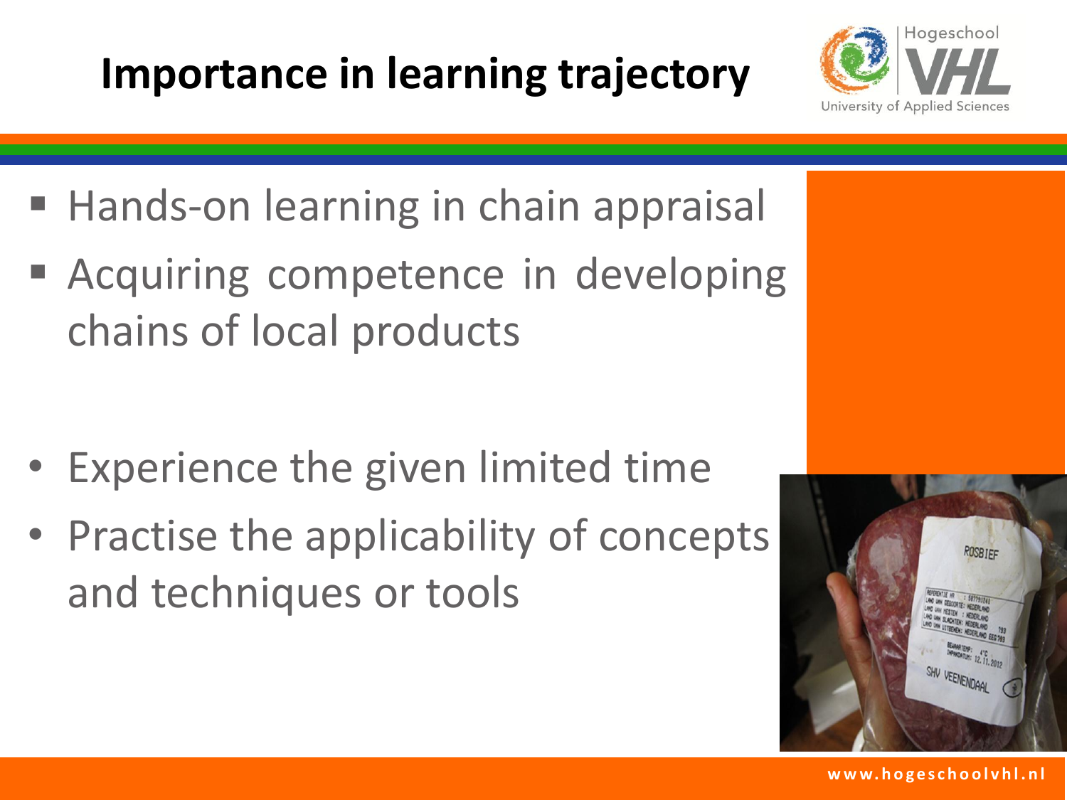# Importance in learning trajectory

- Hands-on learning in chain appraisal
- Acquiring competence in developing chains of local products

- Experience the given limited time
- Practise the applicability of concepts and techniques or tools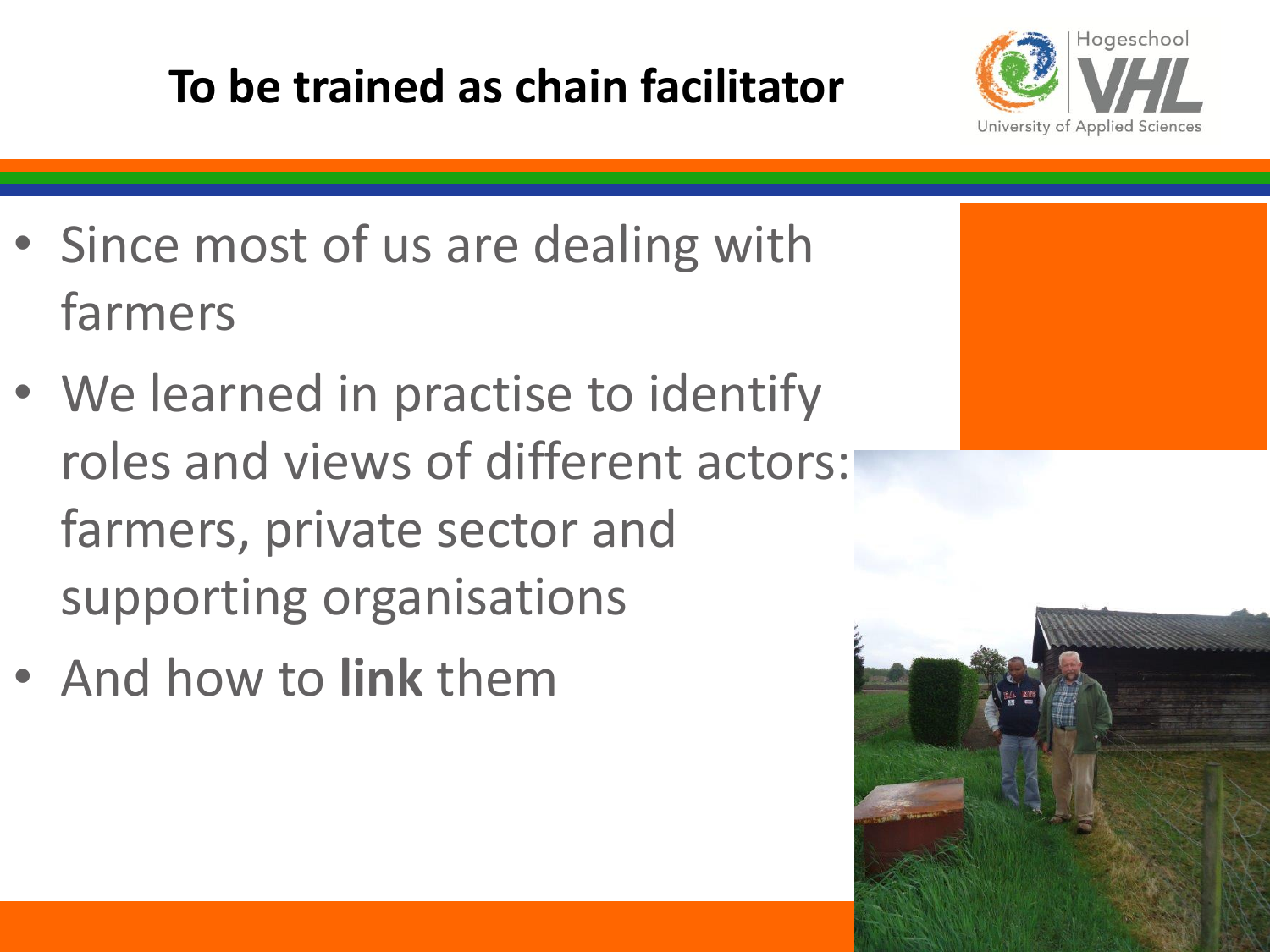# To be trained as chain facilitator

- Since most of us are dealing with farmers
- We learned in practise to identify roles and views of different actors: farmers, private sector and supporting organisations
- And how to **link** them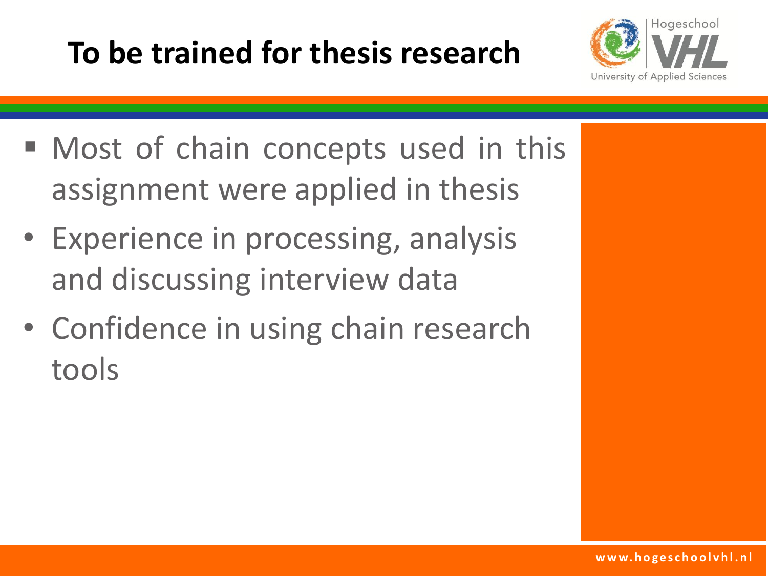# To be trained for thesis research

- Most of chain concepts used in this assignment were applied in thesis
- Experience in processing, analysis and discussing interview data
- Confidence in using chain research tools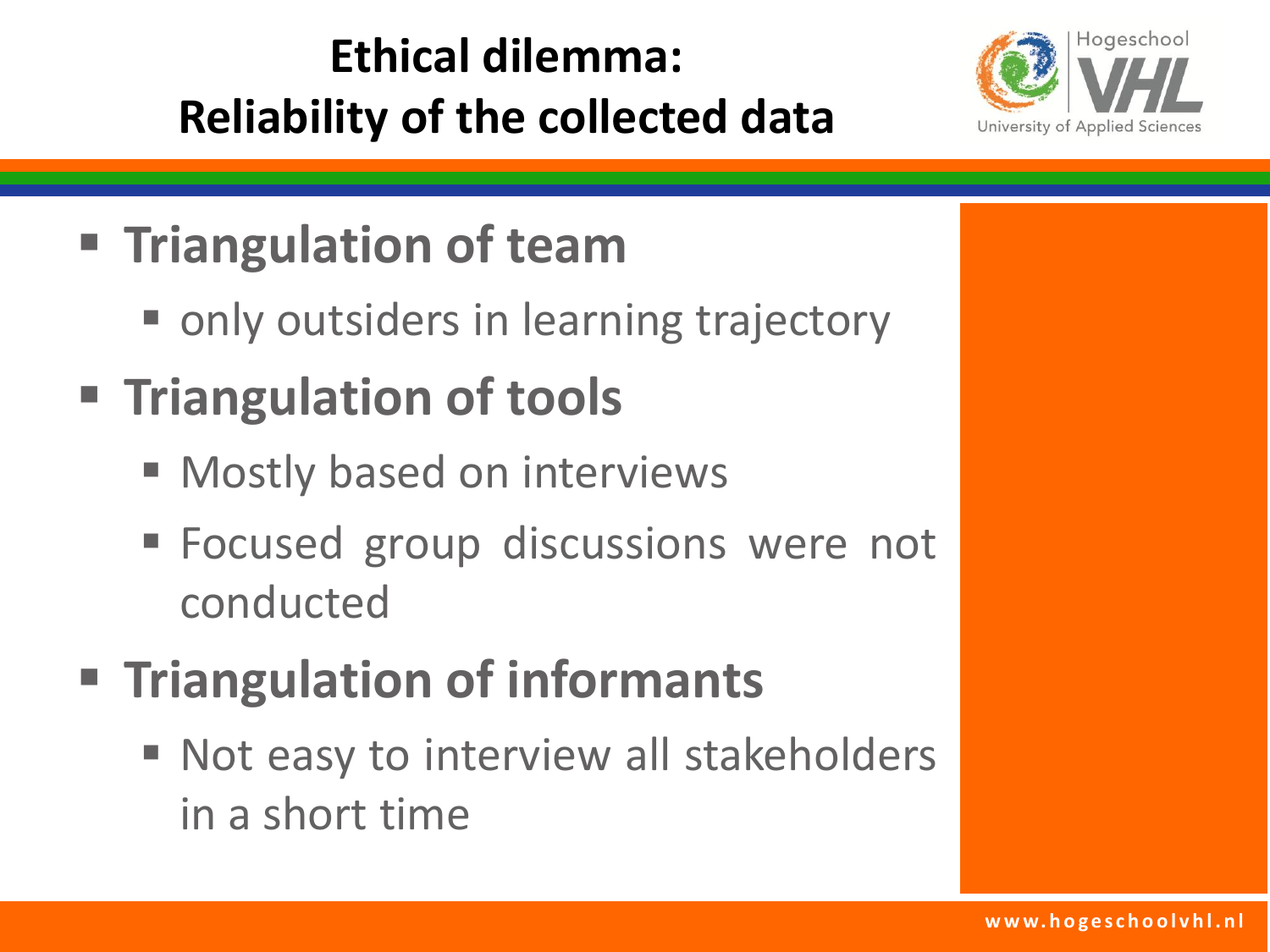# Ethical dilemma: Reliability of the collected data

- **Triangulation of team**
  - only outsiders in learning trajectory
- **Triangulation of tools**
  - Mostly based on interviews
  - Focused group discussions were not conducted
- **Triangulation of informants**
  - Not easy to interview all stakeholders in a short time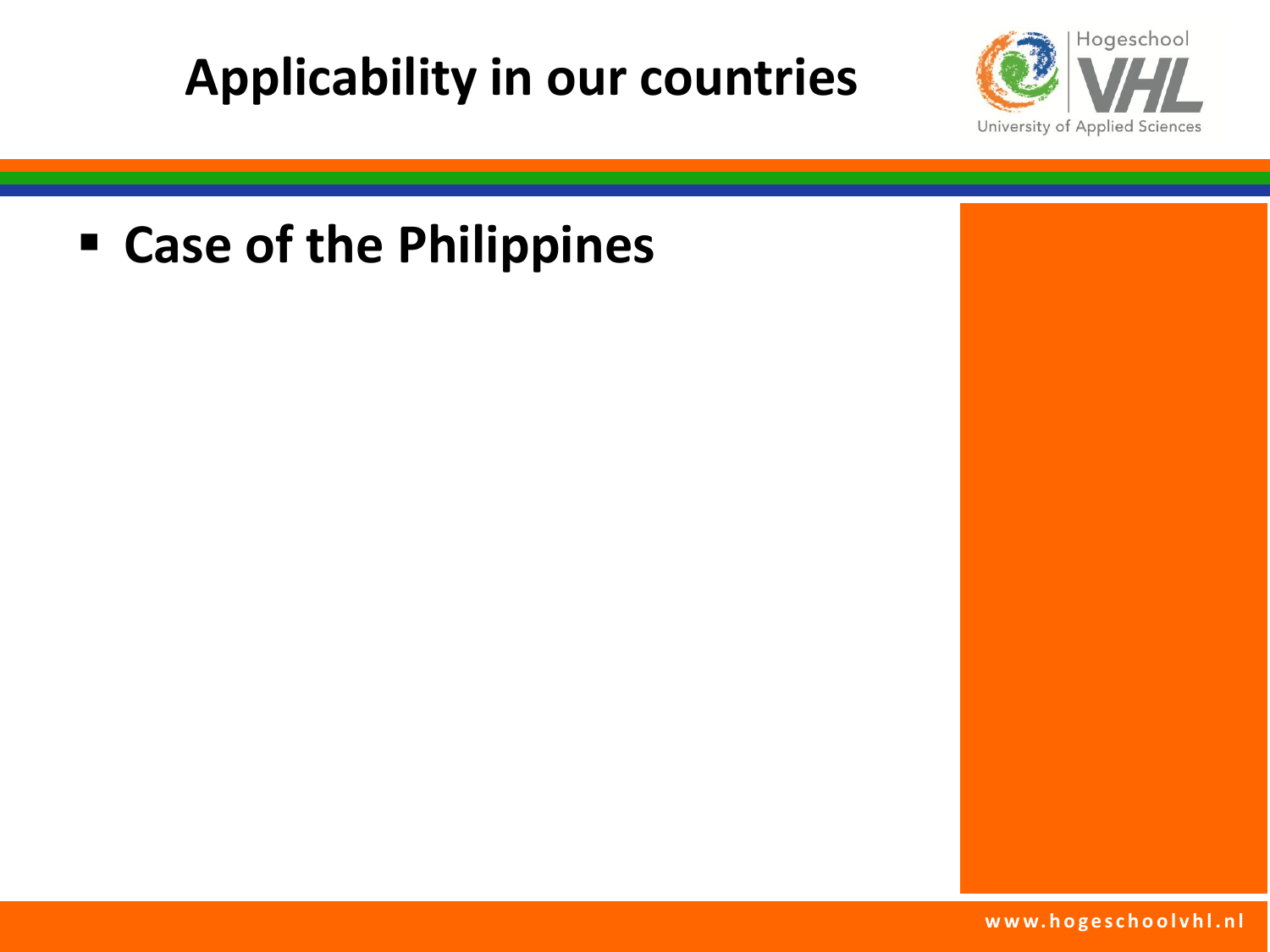# Applicability in our countries

- **Case of the Philippines**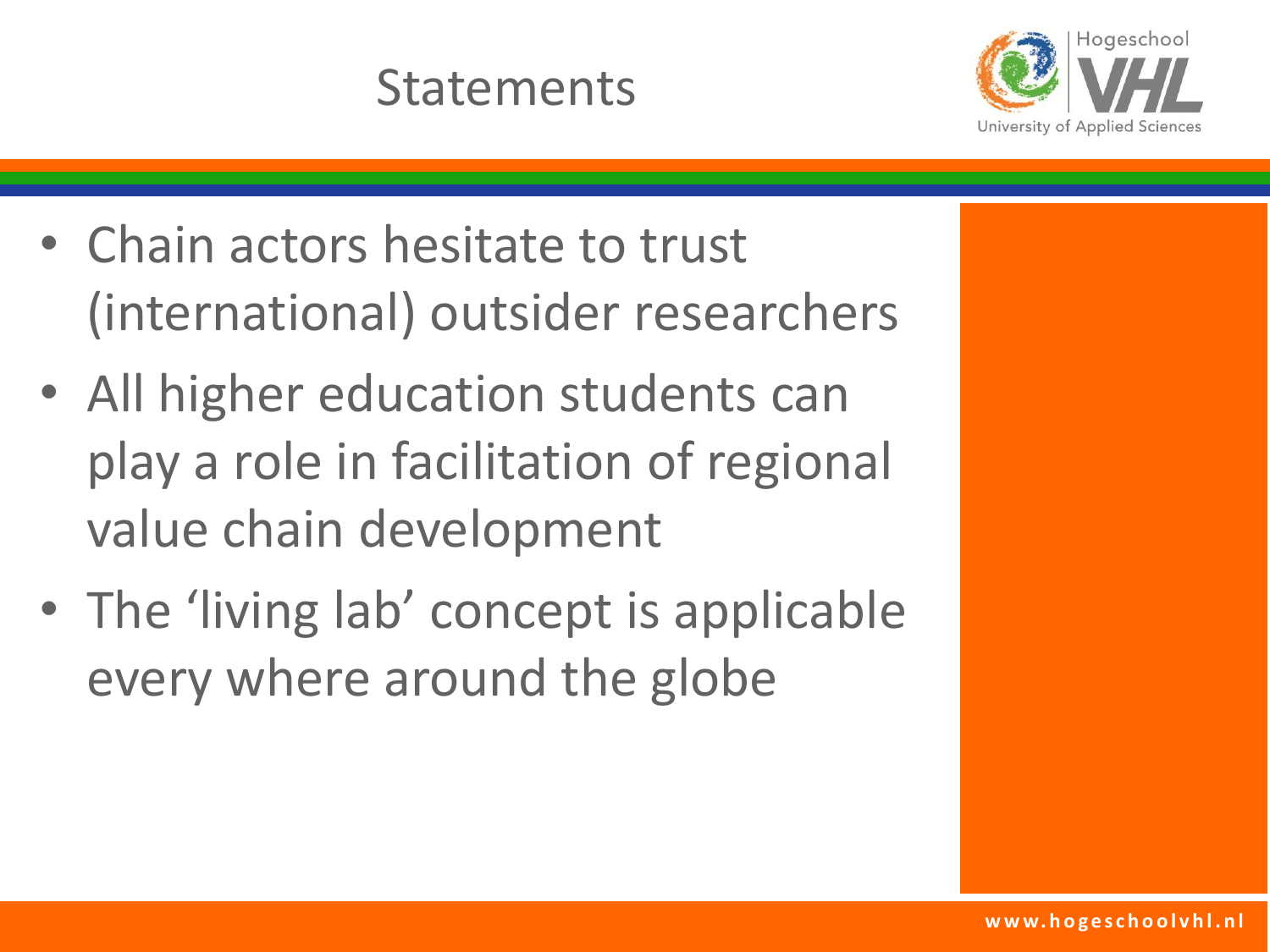# Statements

- Chain actors hesitate to trust (international) outsider researchers
- All higher education students can play a role in facilitation of regional value chain development
- The ‘living lab’ concept is applicable every where around the globe